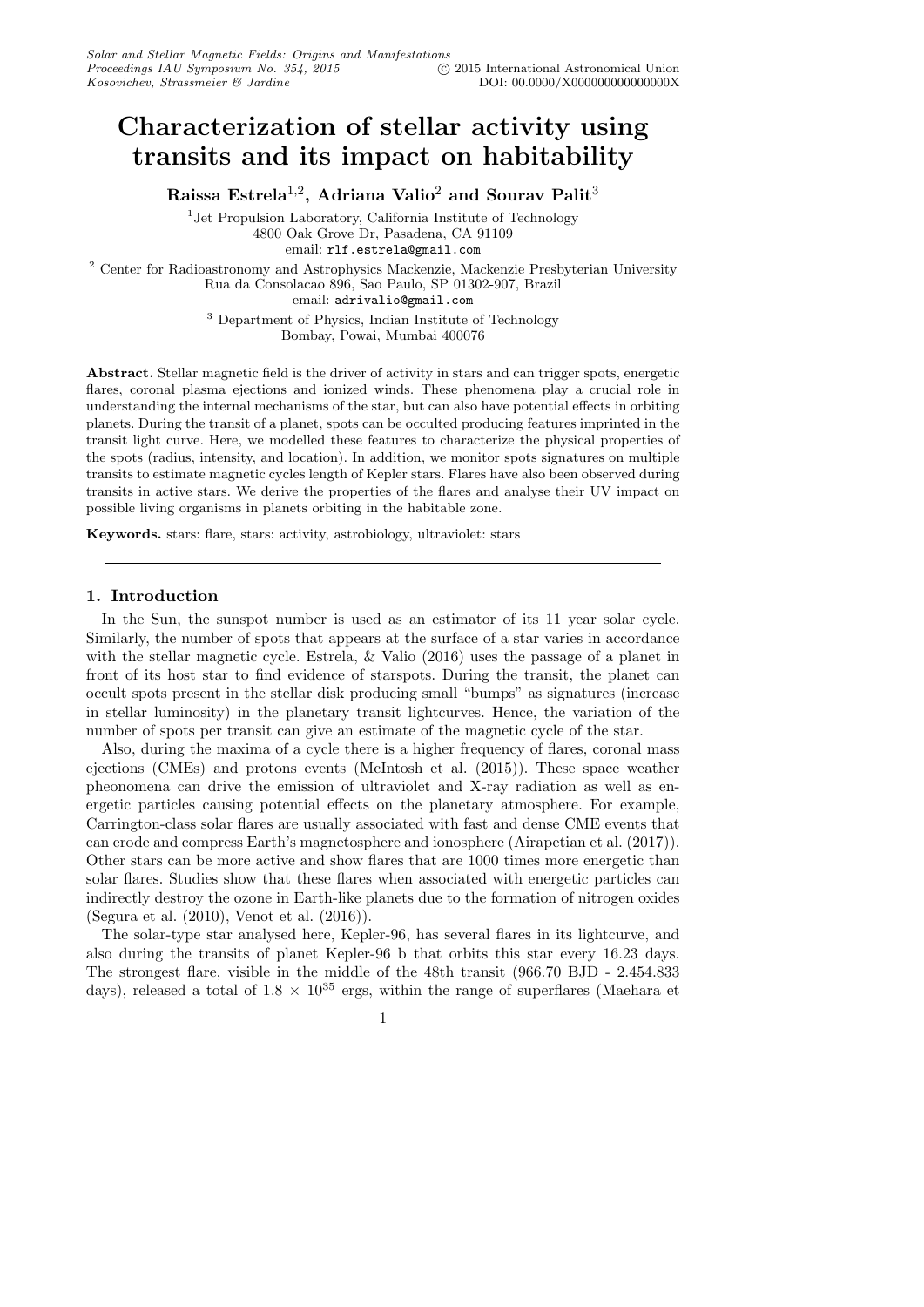# Characterization of stellar activity using transits and its impact on habitability

**Raissa Estrela[1,2], Adriana Valio[2] and Sourav Palit[3]**

[1]Jet Propulsion Laboratory, California Institute of Technology
4800 Oak Grove Dr, Pasadena, CA 91109
email: rlf.estrela@gmail.com

[2] Center for Radioastronomy and Astrophysics Mackenzie, Mackenzie Presbyterian University
Rua da Consolacao 896, Sao Paulo, SP 01302-907, Brazil
email: adrivalio@gmail.com

[3] Department of Physics, Indian Institute of Technology
Bombay, Powai, Mumbai 400076

**Abstract.** Stellar magnetic field is the driver of activity in stars and can trigger spots, energetic flares, coronal plasma ejections and ionized winds. These phenomena play a crucial role in understanding the internal mechanisms of the star, but can also have potential effects in orbiting planets. During the transit of a planet, spots can be occulted producing features imprinted in the transit light curve. Here, we modelled these features to characterize the physical properties of the spots (radius, intensity, and location). In addition, we monitor spots signatures on multiple transits to estimate magnetic cycles length of Kepler stars. Flares have also been observed during transits in active stars. We derive the properties of the flares and analyse their UV impact on possible living organisms in planets orbiting in the habitable zone.

**Keywords.** stars: flare, stars: activity, astrobiology, ultraviolet: stars

## 1. Introduction

In the Sun, the sunspot number is used as an estimator of its 11 year solar cycle. Similarly, the number of spots that appears at the surface of a star varies in accordance with the stellar magnetic cycle. Estrela, & Valio (2016) uses the passage of a planet in front of its host star to find evidence of starspots. During the transit, the planet can occult spots present in the stellar disk producing small "bumps" as signatures (increase in stellar luminosity) in the planetary transit lightcurves. Hence, the variation of the number of spots per transit can give an estimate of the magnetic cycle of the star.

Also, during the maxima of a cycle there is a higher frequency of flares, coronal mass ejections (CMEs) and protons events (McIntosh et al. (2015)). These space weather pheonomena can drive the emission of ultraviolet and X-ray radiation as well as energetic particles causing potential effects on the planetary atmosphere. For example, Carrington-class solar flares are usually associated with fast and dense CME events that can erode and compress Earth's magnetosphere and ionosphere (Airapetian et al. (2017)). Other stars can be more active and show flares that are 1000 times more energetic than solar flares. Studies show that these flares when associated with energetic particles can indirectly destroy the ozone in Earth-like planets due to the formation of nitrogen oxides (Segura et al. (2010), Venot et al. (2016)).

The solar-type star analysed here, Kepler-96, has several flares in its lightcurve, and also during the transits of planet Kepler-96 b that orbits this star every 16.23 days. The strongest flare, visible in the middle of the 48th transit (966.70 BJD - 2.454.833 days), released a total of $1.8 \times 10^{35}$ ergs, within the range of superflares (Maehara et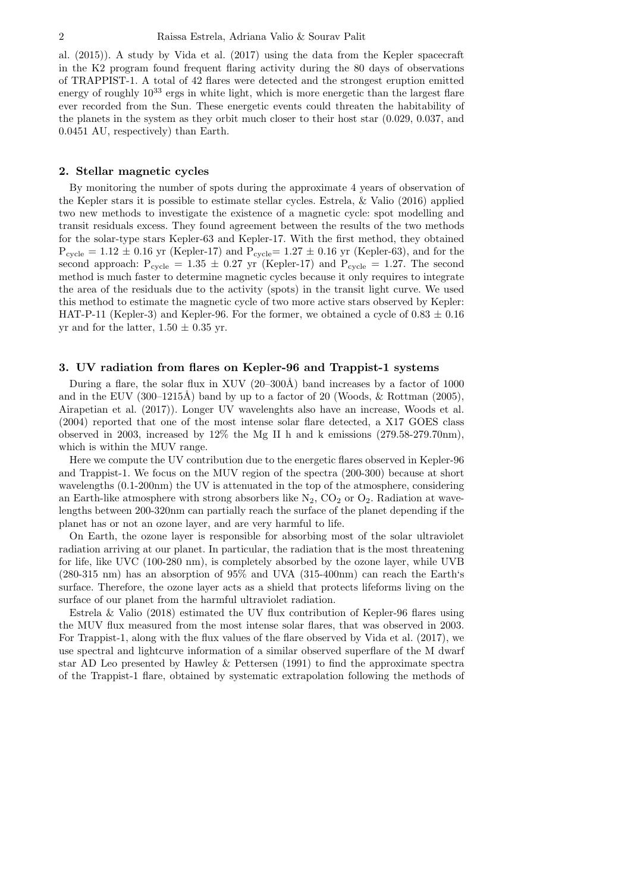al. (2015)). A study by Vida et al. (2017) using the data from the Kepler spacecraft in the K2 program found frequent flaring activity during the 80 days of observations of TRAPPIST-1. A total of 42 flares were detected and the strongest eruption emitted energy of roughly $10^{33}$ ergs in white light, which is more energetic than the largest flare ever recorded from the Sun. These energetic events could threaten the habitability of the planets in the system as they orbit much closer to their host star (0.029, 0.037, and 0.0451 AU, respectively) than Earth.

## 2. Stellar magnetic cycles

By monitoring the number of spots during the approximate 4 years of observation of the Kepler stars it is possible to estimate stellar cycles. Estrela, & Valio (2016) applied two new methods to investigate the existence of a magnetic cycle: spot modelling and transit residuals excess. They found agreement between the results of the two methods for the solar-type stars Kepler-63 and Kepler-17. With the first method, they obtained $P_{cycle} = 1.12 \pm 0.16$ yr (Kepler-17) and $P_{cycle} = 1.27 \pm 0.16$ yr (Kepler-63), and for the second approach: $P_{cycle} = 1.35 \pm 0.27$ yr (Kepler-17) and $P_{cycle} = 1.27$. The second method is much faster to determine magnetic cycles because it only requires to integrate the area of the residuals due to the activity (spots) in the transit light curve. We used this method to estimate the magnetic cycle of two more active stars observed by Kepler: HAT-P-11 (Kepler-3) and Kepler-96. For the former, we obtained a cycle of $0.83 \pm 0.16$ yr and for the latter, $1.50 \pm 0.35$ yr.

## 3. UV radiation from flares on Kepler-96 and Trappist-1 systems

During a flare, the solar flux in XUV (20–300Å) band increases by a factor of 1000 and in the EUV (300–1215Å) band by up to a factor of 20 (Woods, & Rottman (2005), Airapetian et al. (2017)). Longer UV wavelenghts also have an increase, Woods et al. (2004) reported that one of the most intense solar flare detected, a X17 GOES class observed in 2003, increased by 12% the Mg II h and k emissions (279.58-279.70nm), which is within the MUV range.

Here we compute the UV contribution due to the energetic flares observed in Kepler-96 and Trappist-1. We focus on the MUV region of the spectra (200-300) because at short wavelengths (0.1-200nm) the UV is attenuated in the top of the atmosphere, considering an Earth-like atmosphere with strong absorbers like $N_2$, $CO_2$ or $O_2$. Radiation at wavelengths between 200-320nm can partially reach the surface of the planet depending if the planet has or not an ozone layer, and are very harmful to life.

On Earth, the ozone layer is responsible for absorbing most of the solar ultraviolet radiation arriving at our planet. In particular, the radiation that is the most threatening for life, like UVC (100-280 nm), is completely absorbed by the ozone layer, while UVB (280-315 nm) has an absorption of 95% and UVA (315-400nm) can reach the Earth's surface. Therefore, the ozone layer acts as a shield that protects lifeforms living on the surface of our planet from the harmful ultraviolet radiation.

Estrela & Valio (2018) estimated the UV flux contribution of Kepler-96 flares using the MUV flux measured from the most intense solar flares, that was observed in 2003. For Trappist-1, along with the flux values of the flare observed by Vida et al. (2017), we use spectral and lightcurve information of a similar observed superflare of the M dwarf star AD Leo presented by Hawley & Pettersen (1991) to find the approximate spectra of the Trappist-1 flare, obtained by systematic extrapolation following the methods of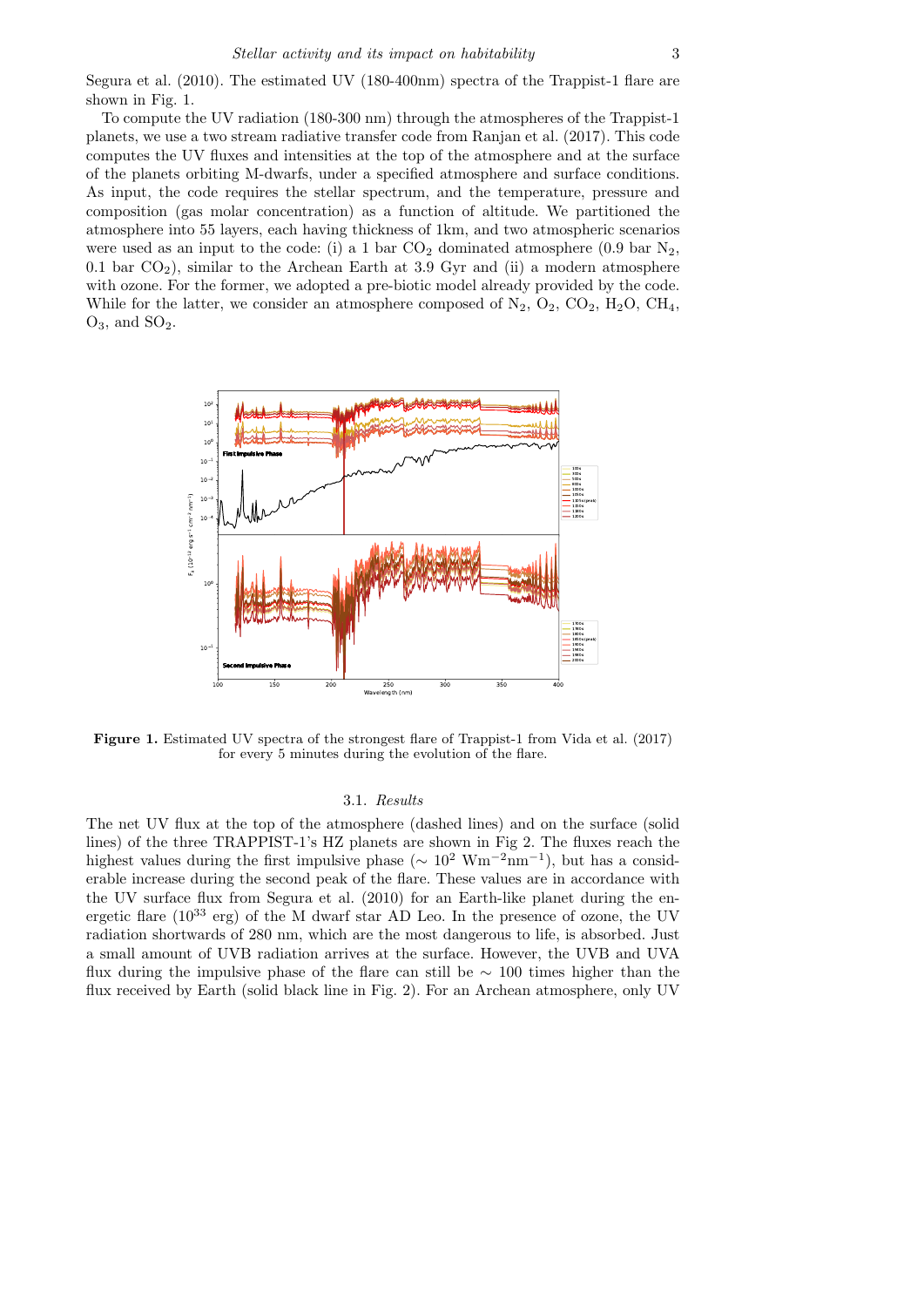Segura et al. (2010). The estimated UV (180-400nm) spectra of the Trappist-1 flare are shown in Fig. 1.

To compute the UV radiation (180-300 nm) through the atmospheres of the Trappist-1 planets, we use a two stream radiative transfer code from Ranjan et al. (2017). This code computes the UV fluxes and intensities at the top of the atmosphere and at the surface of the planets orbiting M-dwarfs, under a specified atmosphere and surface conditions. As input, the code requires the stellar spectrum, and the temperature, pressure and composition (gas molar concentration) as a function of altitude. We partitioned the atmosphere into 55 layers, each having thickness of 1km, and two atmospheric scenarios were used as an input to the code: (i) a 1 bar $CO_2$ dominated atmosphere (0.9 bar $N_2$, 0.1 bar $CO_2$), similar to the Archean Earth at 3.9 Gyr and (ii) a modern atmosphere with ozone. For the former, we adopted a pre-biotic model already provided by the code. While for the latter, we consider an atmosphere composed of $N_2$, $O_2$, $CO_2$, $H_2O$, $CH_4$, $O_3$, and $SO_2$.

**Figure 1.** Estimated UV spectra of the strongest flare of Trappist-1 from Vida et al. (2017) for every 5 minutes during the evolution of the flare.

### 3.1. *Results*

The net UV flux at the top of the atmosphere (dashed lines) and on the surface (solid lines) of the three TRAPPIST-1's HZ planets are shown in Fig 2. The fluxes reach the highest values during the first impulsive phase ($\sim 10^2$ $\mathrm{Wm^{-2}nm^{-1}}$), but has a considerable increase during the second peak of the flare. These values are in accordance with the UV surface flux from Segura et al. (2010) for an Earth-like planet during the energetic flare ($10^{33}$ erg) of the M dwarf star AD Leo. In the presence of ozone, the UV radiation shortwards of 280 nm, which are the most dangerous to life, is absorbed. Just a small amount of UVB radiation arrives at the surface. However, the UVB and UVA flux during the impulsive phase of the flare can still be $\sim 100$ times higher than the flux received by Earth (solid black line in Fig. 2). For an Archean atmosphere, only UV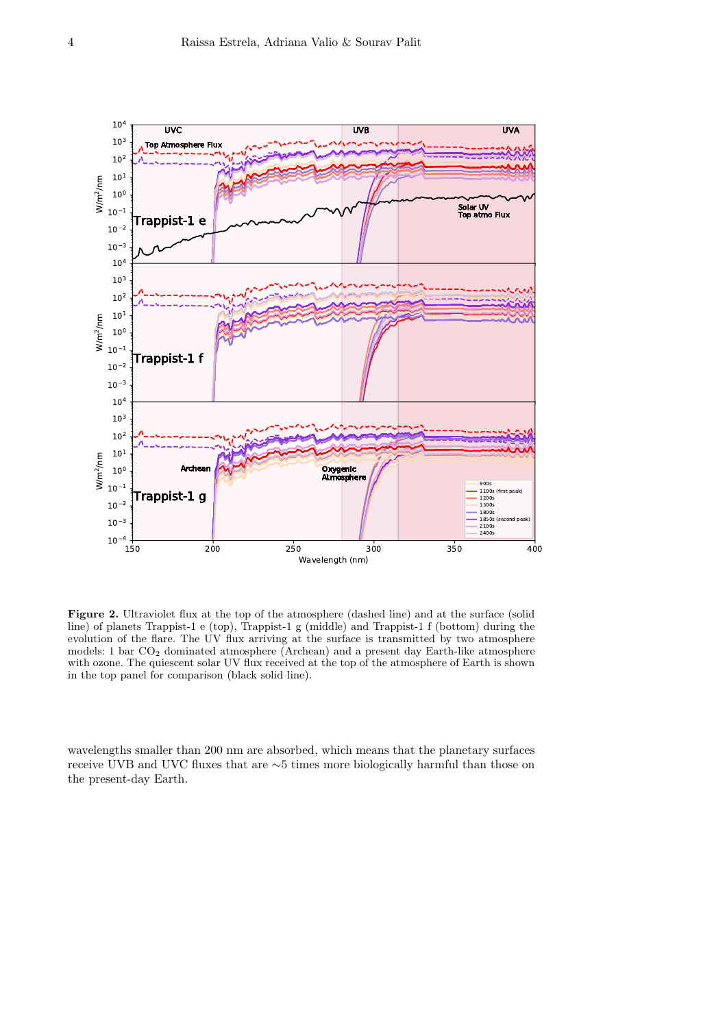**Figure 2.** Ultraviolet flux at the top of the atmosphere (dashed line) and at the surface (solid line) of planets Trappist-1 e (top), Trappist-1 g (middle) and Trappist-1 f (bottom) during the evolution of the flare. The UV flux arriving at the surface is transmitted by two atmosphere models: 1 bar $CO_2$ dominated atmosphere (Archean) and a present day Earth-like atmosphere with ozone. The quiescent solar UV flux received at the top of the atmosphere of Earth is shown in the top panel for comparison (black solid line).

wavelengths smaller than 200 nm are absorbed, which means that the planetary surfaces receive UVB and UVC fluxes that are $\sim$5 times more biologically harmful than those on the present-day Earth.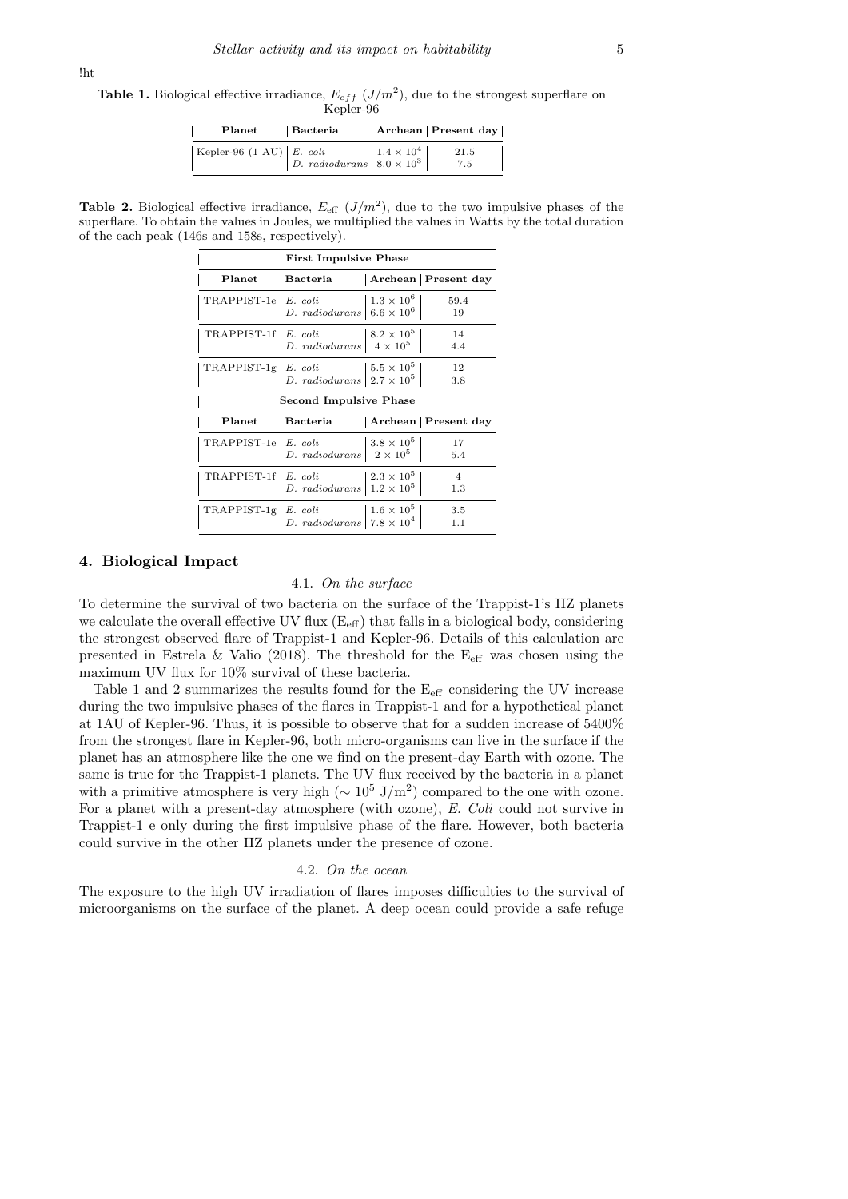!ht

**Table 1.** Biological effective irradiance, $E_{eff}$ ($J/m^2$), due to the strongest superflare on Kepler-96

| Planet | Bacteria | Archean | Present day |
|---|---|---|---|
| Kepler-96 (1 AU) | *E. coli* | $1.4 \times 10^4$ | 21.5 |
| | *D. radiodurans* | $8.0 \times 10^3$ | 7.5 |

**Table 2.** Biological effective irradiance, $E_{\rm eff}$ ($J/m^2$), due to the two impulsive phases of the superflare. To obtain the values in Joules, we multiplied the values in Watts by the total duration of the each peak (146s and 158s, respectively).

| **First Impulsive Phase** | | | |
|---|---|---|---|
| **Planet** | **Bacteria** | **Archean** | **Present day** |
| TRAPPIST-1e | *E. coli* | $1.3 \times 10^6$ | 59.4 |
| | *D. radiodurans* | $6.6 \times 10^6$ | 19 |
| TRAPPIST-1f | *E. coli* | $8.2 \times 10^5$ | 14 |
| | *D. radiodurans* | $4 \times 10^5$ | 4.4 |
| TRAPPIST-1g | *E. coli* | $5.5 \times 10^5$ | 12 |
| | *D. radiodurans* | $2.7 \times 10^5$ | 3.8 |
| **Second Impulsive Phase** | | | |
| **Planet** | **Bacteria** | **Archean** | **Present day** |
| TRAPPIST-1e | *E. coli* | $3.8 \times 10^5$ | 17 |
| | *D. radiodurans* | $2 \times 10^5$ | 5.4 |
| TRAPPIST-1f | *E. coli* | $2.3 \times 10^5$ | 4 |
| | *D. radiodurans* | $1.2 \times 10^5$ | 1.3 |
| TRAPPIST-1g | *E. coli* | $1.6 \times 10^5$ | 3.5 |
| | *D. radiodurans* | $7.8 \times 10^4$ | 1.1 |

## 4. Biological Impact

### 4.1. *On the surface*

To determine the survival of two bacteria on the surface of the Trappist-1's HZ planets we calculate the overall effective UV flux ($E_{\rm eff}$) that falls in a biological body, considering the strongest observed flare of Trappist-1 and Kepler-96. Details of this calculation are presented in Estrela & Valio (2018). The threshold for the $E_{\rm eff}$ was chosen using the maximum UV flux for 10% survival of these bacteria.

Table 1 and 2 summarizes the results found for the $E_{\rm eff}$ considering the UV increase during the two impulsive phases of the flares in Trappist-1 and for a hypothetical planet at 1AU of Kepler-96. Thus, it is possible to observe that for a sudden increase of 5400% from the strongest flare in Kepler-96, both micro-organisms can live in the surface if the planet has an atmosphere like the one we find on the present-day Earth with ozone. The same is true for the Trappist-1 planets. The UV flux received by the bacteria in a planet with a primitive atmosphere is very high ($\sim 10^5$ J/m$^2$) compared to the one with ozone. For a planet with a present-day atmosphere (with ozone), *E. Coli* could not survive in Trappist-1 e only during the first impulsive phase of the flare. However, both bacteria could survive in the other HZ planets under the presence of ozone.

### 4.2. *On the ocean*

The exposure to the high UV irradiation of flares imposes difficulties to the survival of microorganisms on the surface of the planet. A deep ocean could provide a safe refuge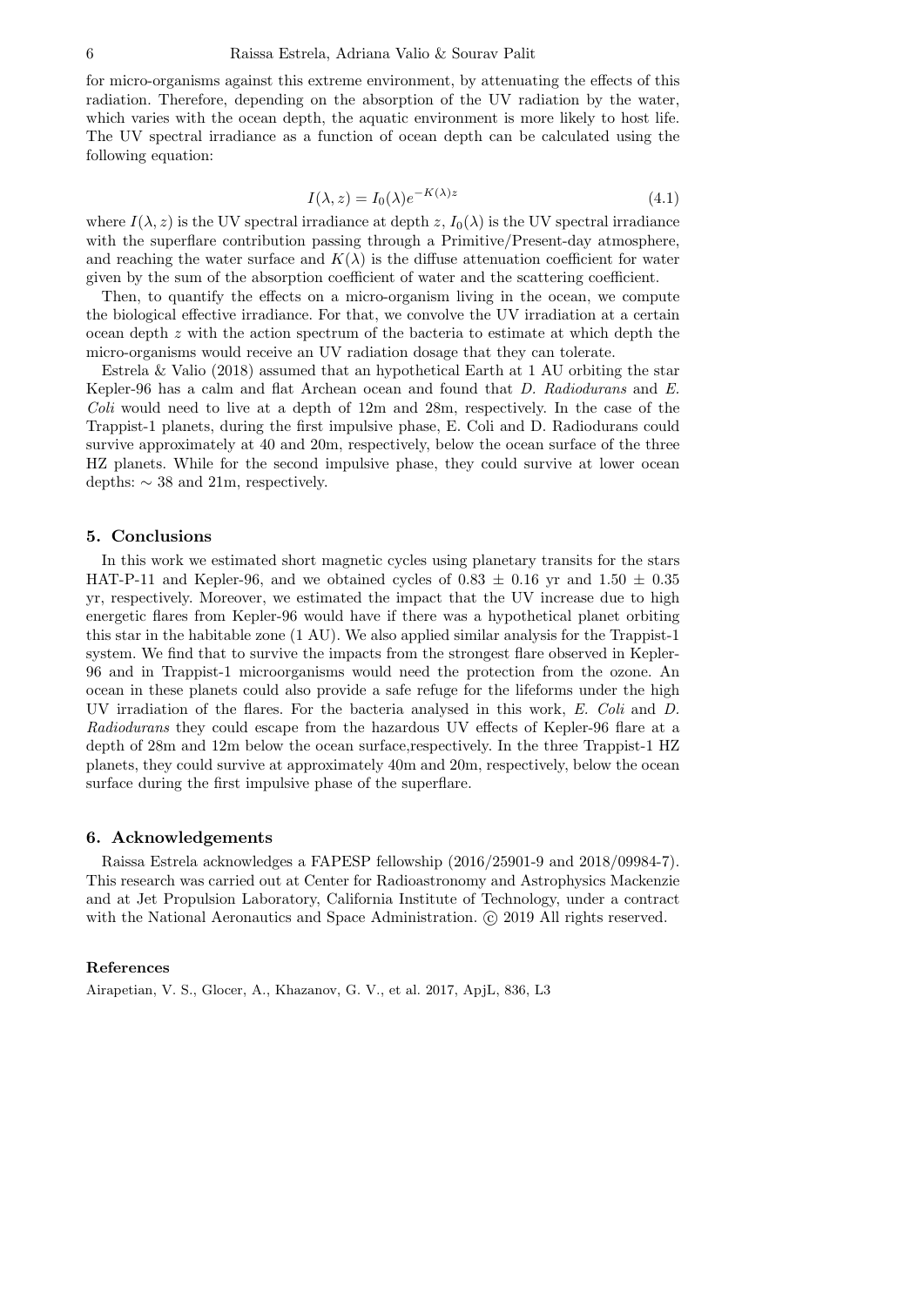for micro-organisms against this extreme environment, by attenuating the effects of this radiation. Therefore, depending on the absorption of the UV radiation by the water, which varies with the ocean depth, the aquatic environment is more likely to host life. The UV spectral irradiance as a function of ocean depth can be calculated using the following equation:

$$I(\lambda, z) = I_0(\lambda) e^{-K(\lambda) z} \tag{4.1}$$

where $I(\lambda, z)$ is the UV spectral irradiance at depth $z$, $I_0(\lambda)$ is the UV spectral irradiance with the superflare contribution passing through a Primitive/Present-day atmosphere, and reaching the water surface and $K(\lambda)$ is the diffuse attenuation coefficient for water given by the sum of the absorption coefficient of water and the scattering coefficient.

Then, to quantify the effects on a micro-organism living in the ocean, we compute the biological effective irradiance. For that, we convolve the UV irradiation at a certain ocean depth $z$ with the action spectrum of the bacteria to estimate at which depth the micro-organisms would receive an UV radiation dosage that they can tolerate.

Estrela & Valio (2018) assumed that an hypothetical Earth at 1 AU orbiting the star Kepler-96 has a calm and flat Archean ocean and found that *D. Radiodurans* and *E. Coli* would need to live at a depth of 12m and 28m, respectively. In the case of the Trappist-1 planets, during the first impulsive phase, E. Coli and D. Radiodurans could survive approximately at 40 and 20m, respectively, below the ocean surface of the three HZ planets. While for the second impulsive phase, they could survive at lower ocean depths: $\sim$ 38 and 21m, respectively.

## 5. Conclusions

In this work we estimated short magnetic cycles using planetary transits for the stars HAT-P-11 and Kepler-96, and we obtained cycles of 0.83 $\pm$ 0.16 yr and 1.50 $\pm$ 0.35 yr, respectively. Moreover, we estimated the impact that the UV increase due to high energetic flares from Kepler-96 would have if there was a hypothetical planet orbiting this star in the habitable zone (1 AU). We also applied similar analysis for the Trappist-1 system. We find that to survive the impacts from the strongest flare observed in Kepler-96 and in Trappist-1 microorganisms would need the protection from the ozone. An ocean in these planets could also provide a safe refuge for the lifeforms under the high UV irradiation of the flares. For the bacteria analysed in this work, *E. Coli* and *D. Radiodurans* they could escape from the hazardous UV effects of Kepler-96 flare at a depth of 28m and 12m below the ocean surface,respectively. In the three Trappist-1 HZ planets, they could survive at approximately 40m and 20m, respectively, below the ocean surface during the first impulsive phase of the superflare.

## 6. Acknowledgements

Raissa Estrela acknowledges a FAPESP fellowship (2016/25901-9 and 2018/09984-7). This research was carried out at Center for Radioastronomy and Astrophysics Mackenzie and at Jet Propulsion Laboratory, California Institute of Technology, under a contract with the National Aeronautics and Space Administration. © 2019 All rights reserved.

### References

Airapetian, V. S., Glocer, A., Khazanov, G. V., et al. 2017, ApjL, 836, L3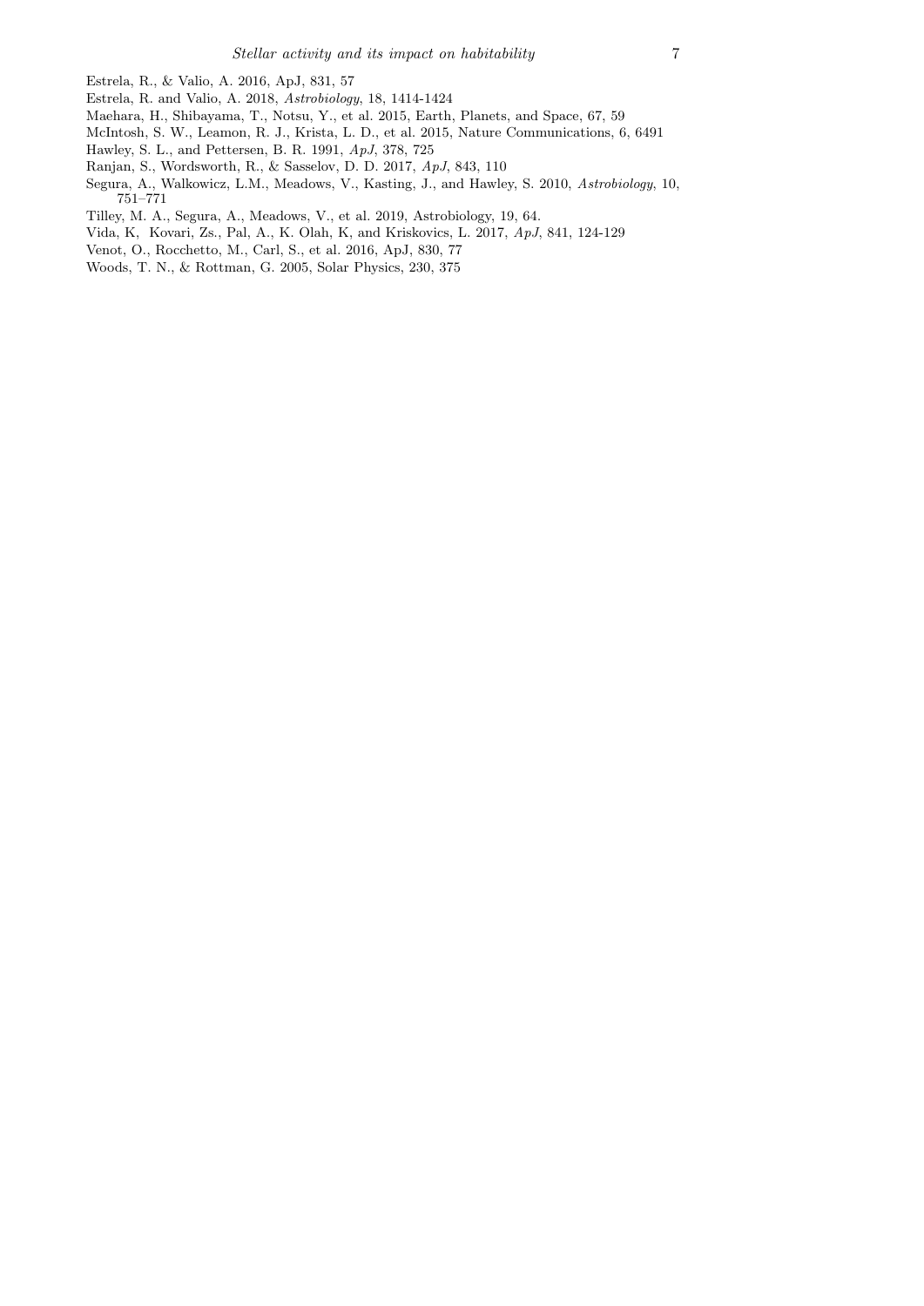Estrela, R., & Valio, A. 2016, ApJ, 831, 57

Estrela, R. and Valio, A. 2018, *Astrobiology*, 18, 1414-1424

Maehara, H., Shibayama, T., Notsu, Y., et al. 2015, Earth, Planets, and Space, 67, 59

McIntosh, S. W., Leamon, R. J., Krista, L. D., et al. 2015, Nature Communications, 6, 6491

Hawley, S. L., and Pettersen, B. R. 1991, *ApJ*, 378, 725

Ranjan, S., Wordsworth, R., & Sasselov, D. D. 2017, *ApJ*, 843, 110

Segura, A., Walkowicz, L.M., Meadows, V., Kasting, J., and Hawley, S. 2010, *Astrobiology*, 10, 751–771

Tilley, M. A., Segura, A., Meadows, V., et al. 2019, Astrobiology, 19, 64.

Vida, K, Kovari, Zs., Pal, A., K. Olah, K, and Kriskovics, L. 2017, *ApJ*, 841, 124-129

Venot, O., Rocchetto, M., Carl, S., et al. 2016, ApJ, 830, 77

Woods, T. N., & Rottman, G. 2005, Solar Physics, 230, 375